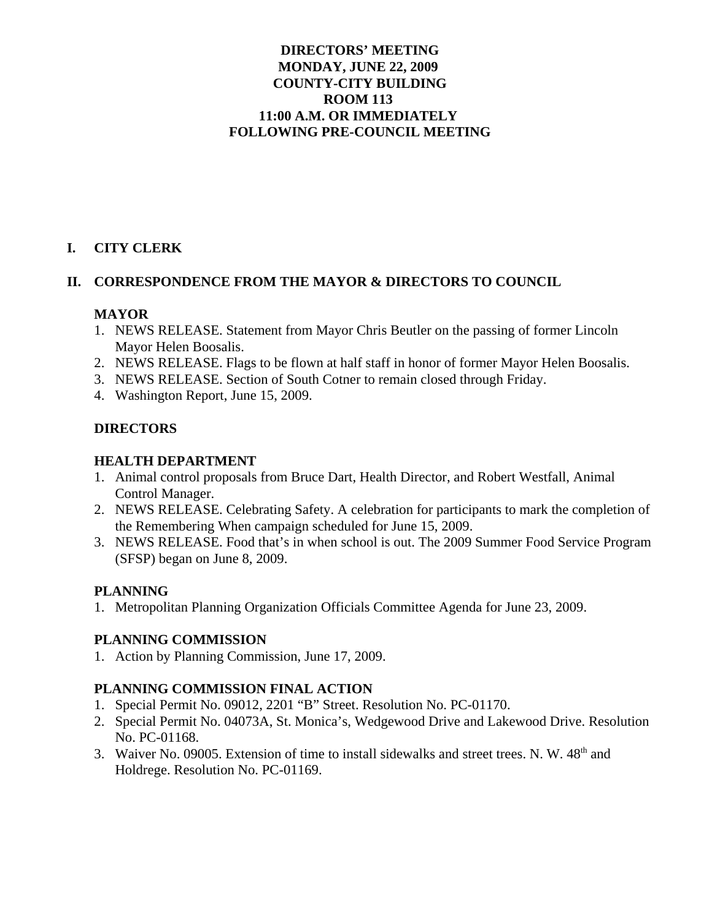# DIRECTORS' MEETING
# MONDAY, JUNE 22, 2009
# COUNTY-CITY BUILDING
# ROOM 113
# 11:00 A.M. OR IMMEDIATELY FOLLOWING PRE-COUNCIL MEETING

## I. CITY CLERK

## II. CORRESPONDENCE FROM THE MAYOR & DIRECTORS TO COUNCIL

### MAYOR

1. NEWS RELEASE. Statement from Mayor Chris Beutler on the passing of former Lincoln Mayor Helen Boosalis.
2. NEWS RELEASE. Flags to be flown at half staff in honor of former Mayor Helen Boosalis.
3. NEWS RELEASE. Section of South Cotner to remain closed through Friday.
4. Washington Report, June 15, 2009.

### DIRECTORS

### HEALTH DEPARTMENT

1. Animal control proposals from Bruce Dart, Health Director, and Robert Westfall, Animal Control Manager.
2. NEWS RELEASE. Celebrating Safety. A celebration for participants to mark the completion of the Remembering When campaign scheduled for June 15, 2009.
3. NEWS RELEASE. Food that's in when school is out. The 2009 Summer Food Service Program (SFSP) began on June 8, 2009.

### PLANNING

1. Metropolitan Planning Organization Officials Committee Agenda for June 23, 2009.

### PLANNING COMMISSION

1. Action by Planning Commission, June 17, 2009.

### PLANNING COMMISSION FINAL ACTION

1. Special Permit No. 09012, 2201 "B" Street. Resolution No. PC-01170.
2. Special Permit No. 04073A, St. Monica's, Wedgewood Drive and Lakewood Drive. Resolution No. PC-01168.
3. Waiver No. 09005. Extension of time to install sidewalks and street trees. N. W. 48th and Holdrege. Resolution No. PC-01169.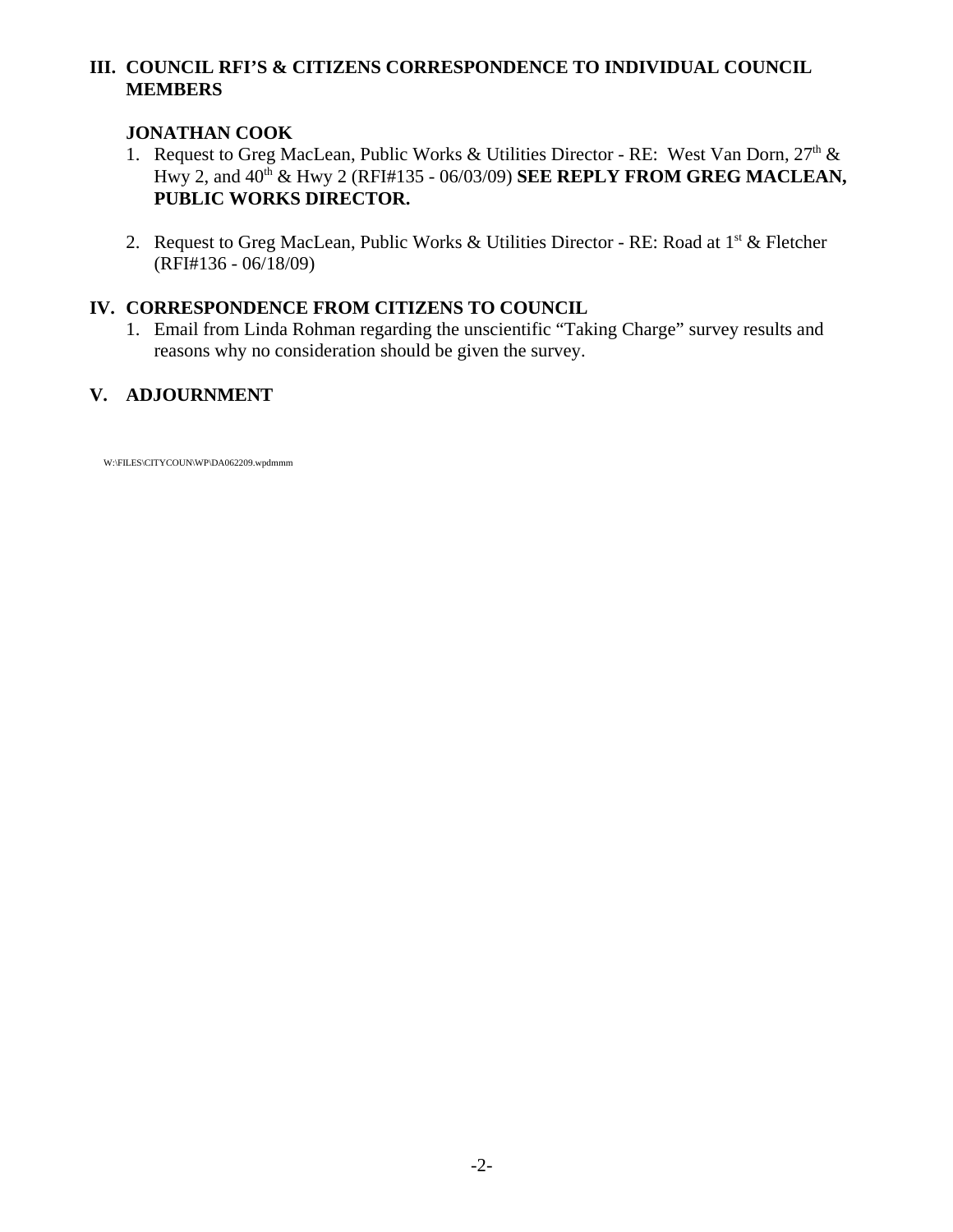## III. COUNCIL RFI'S & CITIZENS CORRESPONDENCE TO INDIVIDUAL COUNCIL MEMBERS

### JONATHAN COOK

1. Request to Greg MacLean, Public Works & Utilities Director - RE: West Van Dorn, 27th & Hwy 2, and 40th & Hwy 2 (RFI#135 - 06/03/09) **SEE REPLY FROM GREG MACLEAN, PUBLIC WORKS DIRECTOR.**

2. Request to Greg MacLean, Public Works & Utilities Director - RE: Road at 1st & Fletcher (RFI#136 - 06/18/09)

## IV. CORRESPONDENCE FROM CITIZENS TO COUNCIL

1. Email from Linda Rohman regarding the unscientific "Taking Charge" survey results and reasons why no consideration should be given the survey.

## V. ADJOURNMENT

W:\FILES\CITYCOUN\WP\DA062209.wpdmmm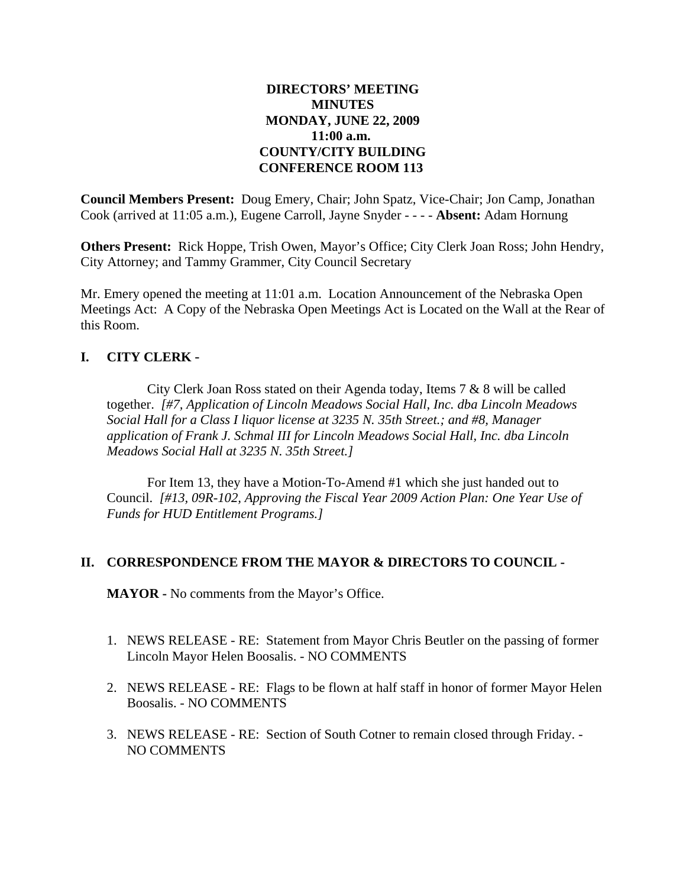**DIRECTORS' MEETING MINUTES MONDAY, JUNE 22, 2009 11:00 a.m. COUNTY/CITY BUILDING CONFERENCE ROOM 113**

**Council Members Present:** Doug Emery, Chair; John Spatz, Vice-Chair; Jon Camp, Jonathan Cook (arrived at 11:05 a.m.), Eugene Carroll, Jayne Snyder - - - - **Absent:** Adam Hornung

**Others Present:** Rick Hoppe, Trish Owen, Mayor's Office; City Clerk Joan Ross; John Hendry, City Attorney; and Tammy Grammer, City Council Secretary

Mr. Emery opened the meeting at 11:01 a.m. Location Announcement of the Nebraska Open Meetings Act: A Copy of the Nebraska Open Meetings Act is Located on the Wall at the Rear of this Room.

## I. CITY CLERK -

City Clerk Joan Ross stated on their Agenda today, Items 7 & 8 will be called together. *[#7, Application of Lincoln Meadows Social Hall, Inc. dba Lincoln Meadows Social Hall for a Class I liquor license at 3235 N. 35th Street.; and #8, Manager application of Frank J. Schmal III for Lincoln Meadows Social Hall, Inc. dba Lincoln Meadows Social Hall at 3235 N. 35th Street.]*

For Item 13, they have a Motion-To-Amend #1 which she just handed out to Council. *[#13, 09R-102, Approving the Fiscal Year 2009 Action Plan: One Year Use of Funds for HUD Entitlement Programs.]*

## II. CORRESPONDENCE FROM THE MAYOR & DIRECTORS TO COUNCIL -

**MAYOR -** No comments from the Mayor's Office.

1. NEWS RELEASE - RE: Statement from Mayor Chris Beutler on the passing of former Lincoln Mayor Helen Boosalis. - NO COMMENTS

2. NEWS RELEASE - RE: Flags to be flown at half staff in honor of former Mayor Helen Boosalis. - NO COMMENTS

3. NEWS RELEASE - RE: Section of South Cotner to remain closed through Friday. - NO COMMENTS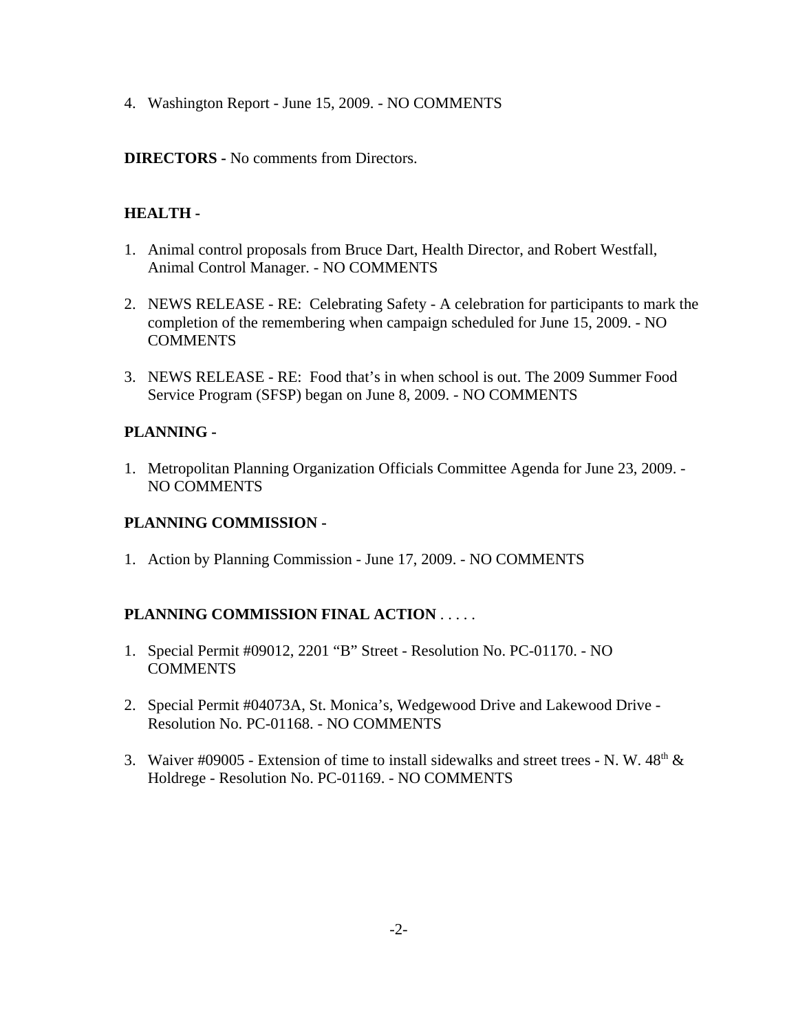4. Washington Report - June 15, 2009. - NO COMMENTS

**DIRECTORS -** No comments from Directors.

**HEALTH -**

1. Animal control proposals from Bruce Dart, Health Director, and Robert Westfall, Animal Control Manager. - NO COMMENTS

2. NEWS RELEASE - RE: Celebrating Safety - A celebration for participants to mark the completion of the remembering when campaign scheduled for June 15, 2009. - NO COMMENTS

3. NEWS RELEASE - RE: Food that's in when school is out. The 2009 Summer Food Service Program (SFSP) began on June 8, 2009. - NO COMMENTS

**PLANNING -**

1. Metropolitan Planning Organization Officials Committee Agenda for June 23, 2009. - NO COMMENTS

**PLANNING COMMISSION -**

1. Action by Planning Commission - June 17, 2009. - NO COMMENTS

**PLANNING COMMISSION FINAL ACTION** . . . . .

1. Special Permit #09012, 2201 "B" Street - Resolution No. PC-01170. - NO COMMENTS

2. Special Permit #04073A, St. Monica's, Wedgewood Drive and Lakewood Drive - Resolution No. PC-01168. - NO COMMENTS

3. Waiver #09005 - Extension of time to install sidewalks and street trees - N. W. 48th & Holdrege - Resolution No. PC-01169. - NO COMMENTS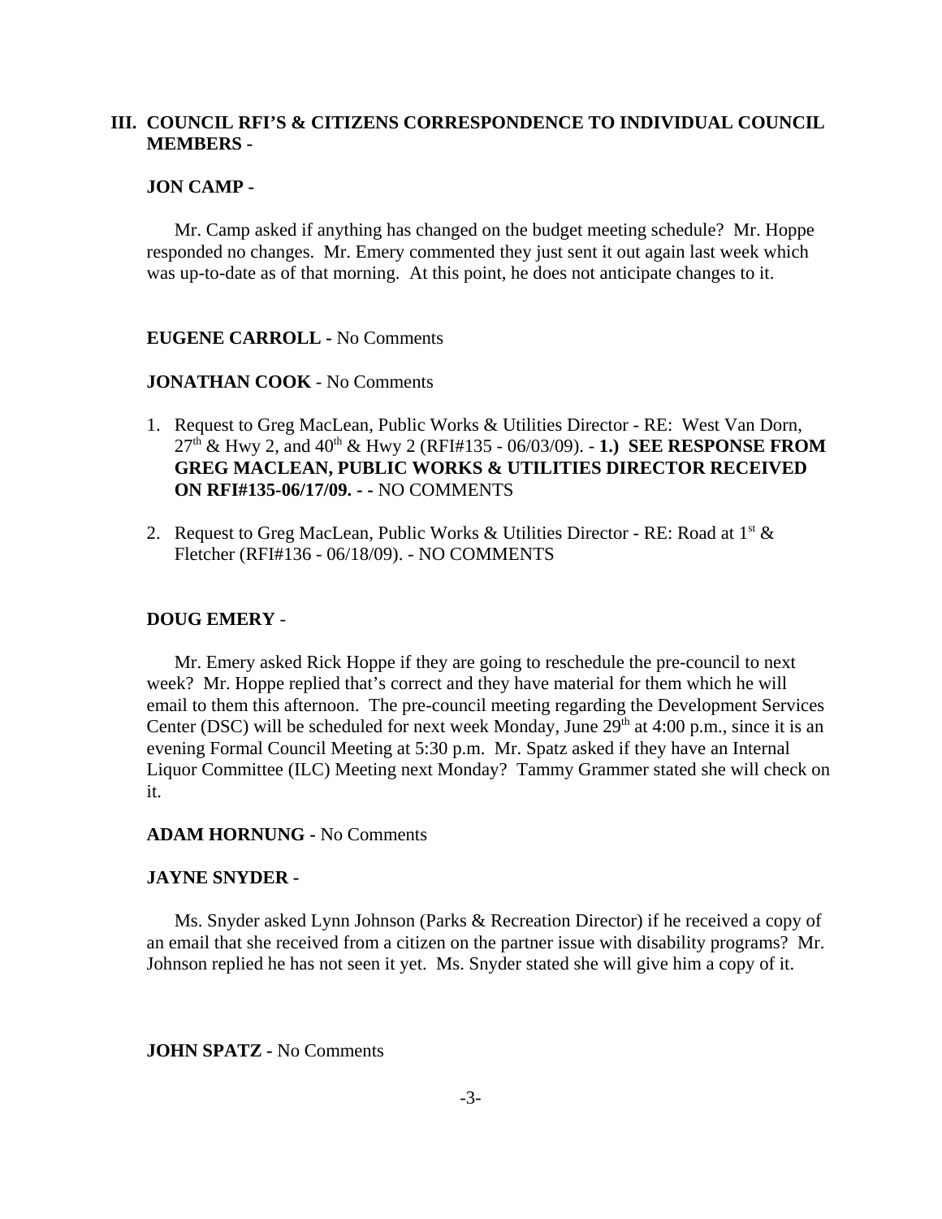## III. COUNCIL RFI'S & CITIZENS CORRESPONDENCE TO INDIVIDUAL COUNCIL MEMBERS -

**JON CAMP -**

Mr. Camp asked if anything has changed on the budget meeting schedule? Mr. Hoppe responded no changes. Mr. Emery commented they just sent it out again last week which was up-to-date as of that morning. At this point, he does not anticipate changes to it.

**EUGENE CARROLL -** No Comments

**JONATHAN COOK** - No Comments

1. Request to Greg MacLean, Public Works & Utilities Director - RE: West Van Dorn, 27th & Hwy 2, and 40th & Hwy 2 (RFI#135 - 06/03/09). - **1.) SEE RESPONSE FROM GREG MACLEAN, PUBLIC WORKS & UTILITIES DIRECTOR RECEIVED ON RFI#135-06/17/09. - -** NO COMMENTS

2. Request to Greg MacLean, Public Works & Utilities Director - RE: Road at 1st & Fletcher (RFI#136 - 06/18/09). - NO COMMENTS

**DOUG EMERY** -

Mr. Emery asked Rick Hoppe if they are going to reschedule the pre-council to next week? Mr. Hoppe replied that's correct and they have material for them which he will email to them this afternoon. The pre-council meeting regarding the Development Services Center (DSC) will be scheduled for next week Monday, June 29th at 4:00 p.m., since it is an evening Formal Council Meeting at 5:30 p.m. Mr. Spatz asked if they have an Internal Liquor Committee (ILC) Meeting next Monday? Tammy Grammer stated she will check on it.

**ADAM HORNUNG -** No Comments

**JAYNE SNYDER -**

Ms. Snyder asked Lynn Johnson (Parks & Recreation Director) if he received a copy of an email that she received from a citizen on the partner issue with disability programs? Mr. Johnson replied he has not seen it yet. Ms. Snyder stated she will give him a copy of it.

**JOHN SPATZ -** No Comments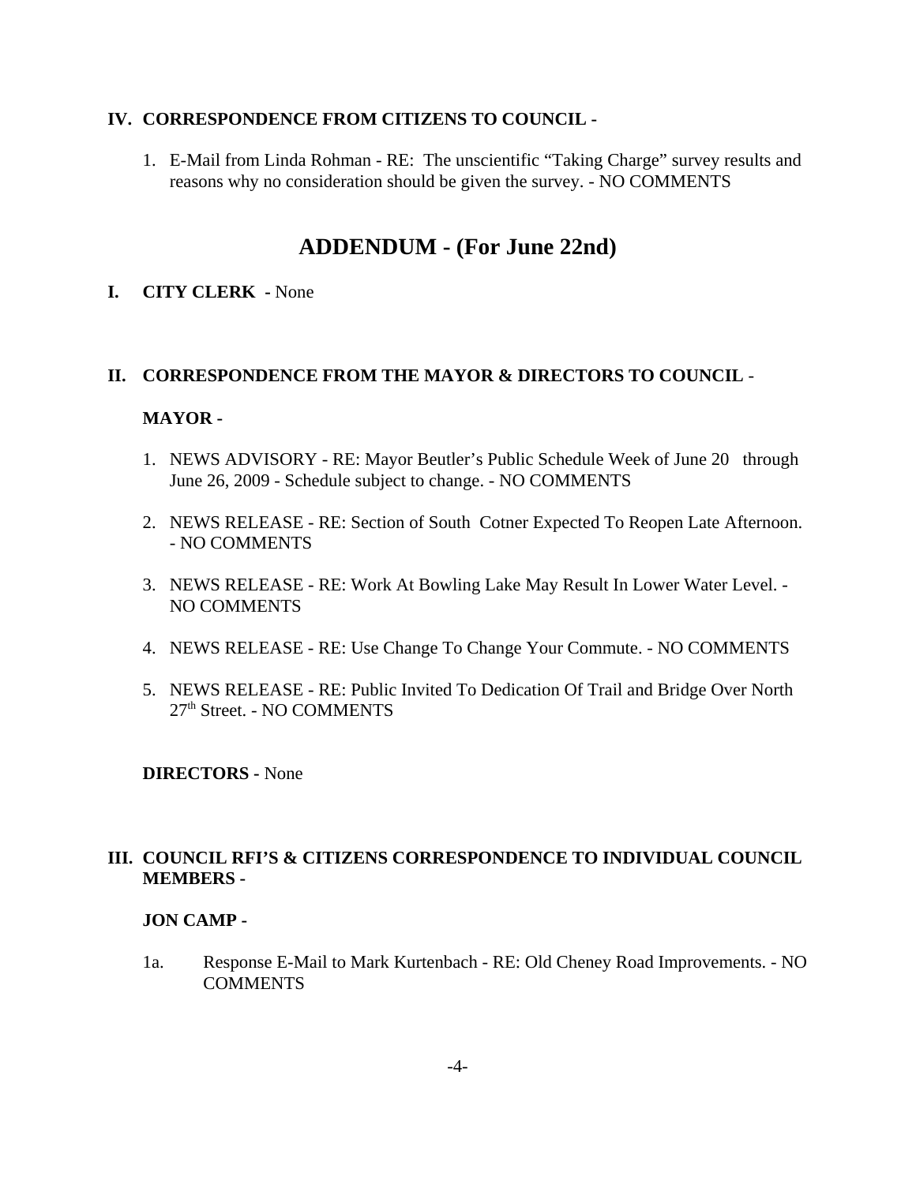**IV. CORRESPONDENCE FROM CITIZENS TO COUNCIL -**

1. E-Mail from Linda Rohman - RE: The unscientific "Taking Charge" survey results and reasons why no consideration should be given the survey. - NO COMMENTS

# ADDENDUM - (For June 22nd)

**I. CITY CLERK -** None

**II. CORRESPONDENCE FROM THE MAYOR & DIRECTORS TO COUNCIL -**

**MAYOR -**

1. NEWS ADVISORY - RE: Mayor Beutler's Public Schedule Week of June 20 through June 26, 2009 - Schedule subject to change. - NO COMMENTS
2. NEWS RELEASE - RE: Section of South Cotner Expected To Reopen Late Afternoon. - NO COMMENTS
3. NEWS RELEASE - RE: Work At Bowling Lake May Result In Lower Water Level. - NO COMMENTS
4. NEWS RELEASE - RE: Use Change To Change Your Commute. - NO COMMENTS
5. NEWS RELEASE - RE: Public Invited To Dedication Of Trail and Bridge Over North 27th Street. - NO COMMENTS

**DIRECTORS -** None

**III. COUNCIL RFI'S & CITIZENS CORRESPONDENCE TO INDIVIDUAL COUNCIL MEMBERS -**

**JON CAMP -**

1a. Response E-Mail to Mark Kurtenbach - RE: Old Cheney Road Improvements. - NO COMMENTS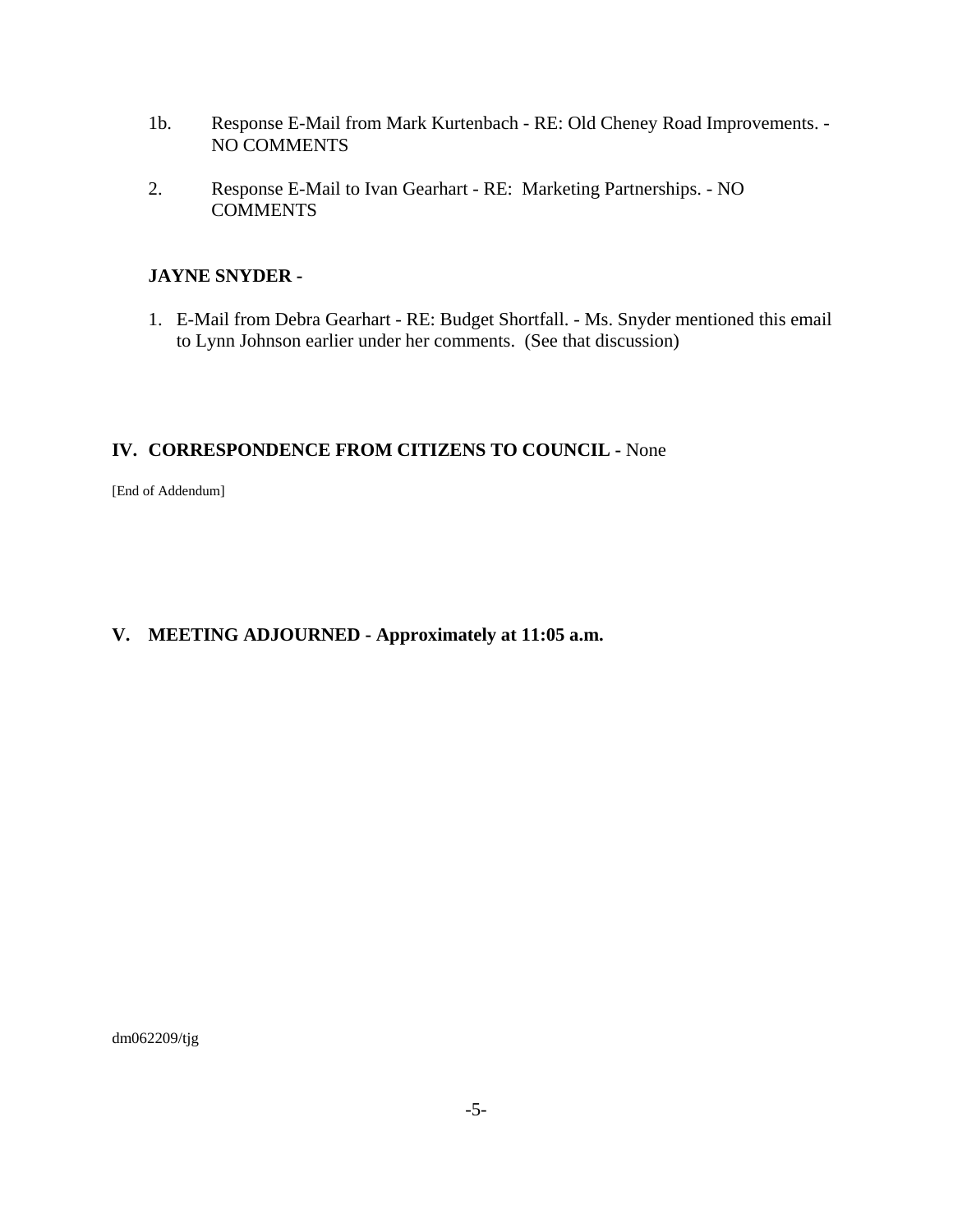1b. Response E-Mail from Mark Kurtenbach - RE: Old Cheney Road Improvements. - NO COMMENTS

2. Response E-Mail to Ivan Gearhart - RE: Marketing Partnerships. - NO COMMENTS

**JAYNE SNYDER -**

1. E-Mail from Debra Gearhart - RE: Budget Shortfall. - Ms. Snyder mentioned this email to Lynn Johnson earlier under her comments. (See that discussion)

## IV. CORRESPONDENCE FROM CITIZENS TO COUNCIL - None

[End of Addendum]

## V. MEETING ADJOURNED - Approximately at 11:05 a.m.

dm062209/tjg